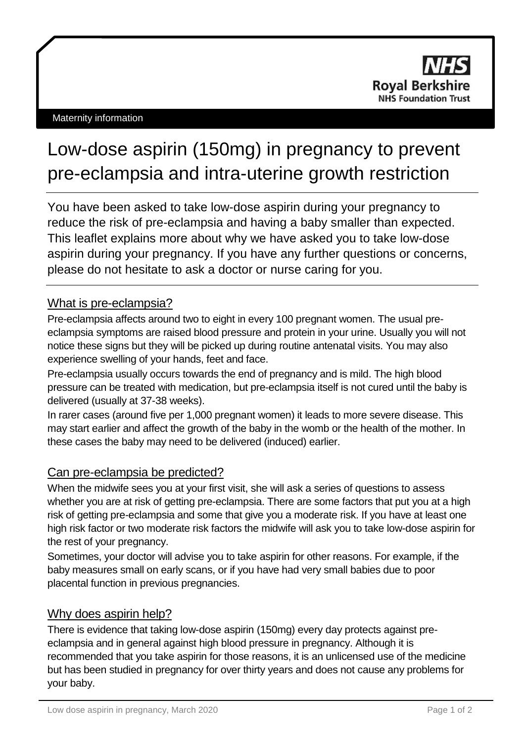NHS Royal Berkshire NHS Foundation Trust

Maternity information

# Low-dose aspirin (150mg) in pregnancy to prevent pre-eclampsia and intra-uterine growth restriction

You have been asked to take low-dose aspirin during your pregnancy to reduce the risk of pre-eclampsia and having a baby smaller than expected. This leaflet explains more about why we have asked you to take low-dose aspirin during your pregnancy. If you have any further questions or concerns, please do not hesitate to ask a doctor or nurse caring for you.

## What is pre-eclampsia?

Pre-eclampsia affects around two to eight in every 100 pregnant women. The usual pre-eclampsia symptoms are raised blood pressure and protein in your urine. Usually you will not notice these signs but they will be picked up during routine antenatal visits. You may also experience swelling of your hands, feet and face.

Pre-eclampsia usually occurs towards the end of pregnancy and is mild. The high blood pressure can be treated with medication, but pre-eclampsia itself is not cured until the baby is delivered (usually at 37-38 weeks).

In rarer cases (around five per 1,000 pregnant women) it leads to more severe disease. This may start earlier and affect the growth of the baby in the womb or the health of the mother. In these cases the baby may need to be delivered (induced) earlier.

## Can pre-eclampsia be predicted?

When the midwife sees you at your first visit, she will ask a series of questions to assess whether you are at risk of getting pre-eclampsia. There are some factors that put you at a high risk of getting pre-eclampsia and some that give you a moderate risk. If you have at least one high risk factor or two moderate risk factors the midwife will ask you to take low-dose aspirin for the rest of your pregnancy.

Sometimes, your doctor will advise you to take aspirin for other reasons. For example, if the baby measures small on early scans, or if you have had very small babies due to poor placental function in previous pregnancies.

## Why does aspirin help?

There is evidence that taking low-dose aspirin (150mg) every day protects against pre-eclampsia and in general against high blood pressure in pregnancy. Although it is recommended that you take aspirin for those reasons, it is an unlicensed use of the medicine but has been studied in pregnancy for over thirty years and does not cause any problems for your baby.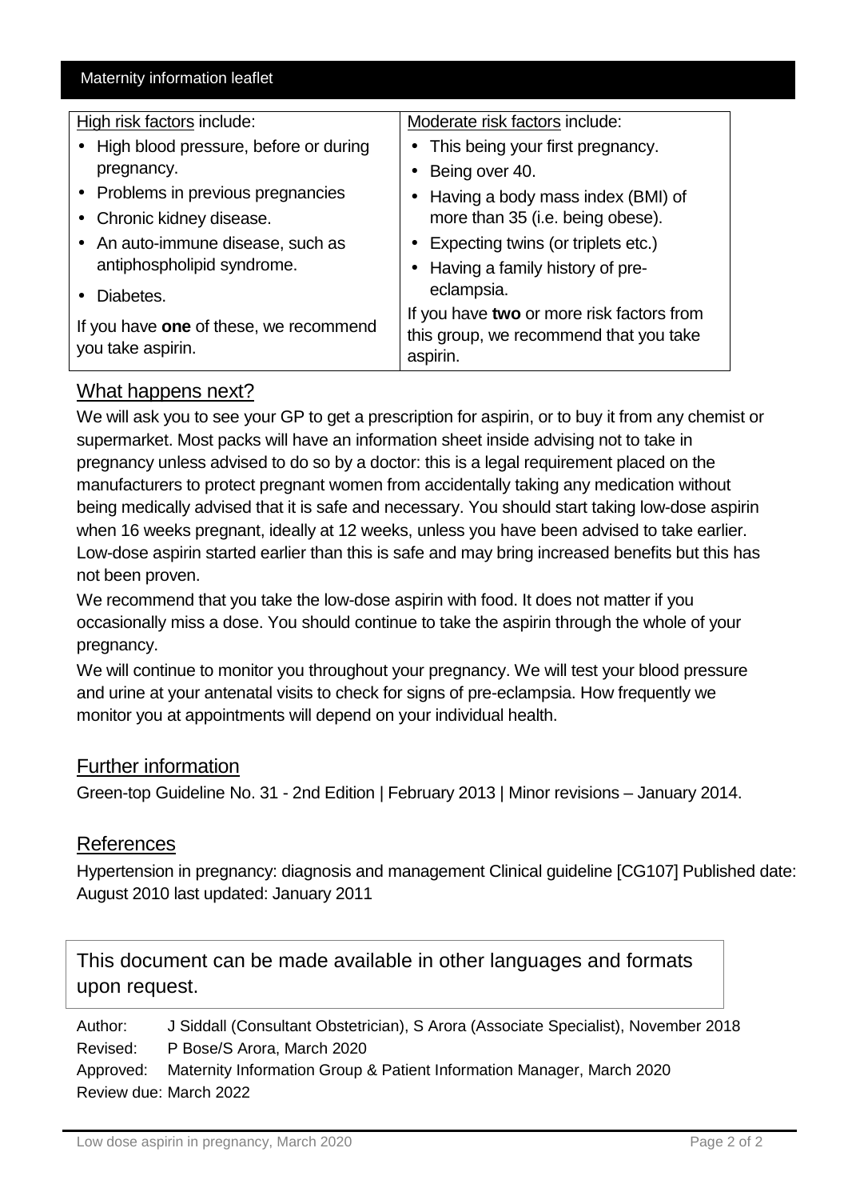| High risk factors include: | Moderate risk factors include: |
| --- | --- |
| • High blood pressure, before or during pregnancy.<br>• Problems in previous pregnancies<br>• Chronic kidney disease.<br>• An auto-immune disease, such as antiphospholipid syndrome.<br>• Diabetes.<br><br>If you have **one** of these, we recommend you take aspirin. | • This being your first pregnancy.<br>• Being over 40.<br>• Having a body mass index (BMI) of more than 35 (i.e. being obese).<br>• Expecting twins (or triplets etc.)<br>• Having a family history of pre-eclampsia.<br><br>If you have **two** or more risk factors from this group, we recommend that you take aspirin. |

## What happens next?

We will ask you to see your GP to get a prescription for aspirin, or to buy it from any chemist or supermarket. Most packs will have an information sheet inside advising not to take in pregnancy unless advised to do so by a doctor: this is a legal requirement placed on the manufacturers to protect pregnant women from accidentally taking any medication without being medically advised that it is safe and necessary. You should start taking low-dose aspirin when 16 weeks pregnant, ideally at 12 weeks, unless you have been advised to take earlier. Low-dose aspirin started earlier than this is safe and may bring increased benefits but this has not been proven.

We recommend that you take the low-dose aspirin with food. It does not matter if you occasionally miss a dose. You should continue to take the aspirin through the whole of your pregnancy.

We will continue to monitor you throughout your pregnancy. We will test your blood pressure and urine at your antenatal visits to check for signs of pre-eclampsia. How frequently we monitor you at appointments will depend on your individual health.

## Further information

Green-top Guideline No. 31 - 2nd Edition | February 2013 | Minor revisions – January 2014.

## References

Hypertension in pregnancy: diagnosis and management Clinical guideline [CG107] Published date: August 2010 last updated: January 2011

This document can be made available in other languages and formats upon request.

Author: J Siddall (Consultant Obstetrician), S Arora (Associate Specialist), November 2018
Revised: P Bose/S Arora, March 2020
Approved: Maternity Information Group & Patient Information Manager, March 2020
Review due: March 2022